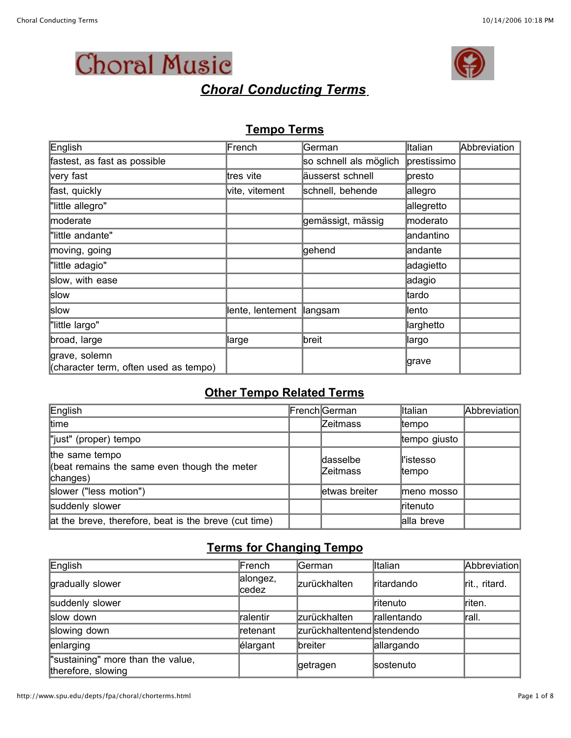# Choral Music

## *Choral Conducting Terms*

### Tempo Terms

| English | French | German | Italian | Abbreviation |
|---|---|---|---|---|
| fastest, as fast as possible | | so schnell als möglich | prestissimo | |
| very fast | tres vite | äusserst schnell | presto | |
| fast, quickly | vite, vitement | schnell, behende | allegro | |
| "little allegro" | | | allegretto | |
| moderate | | gemässigt, mässig | moderato | |
| "little andante" | | | andantino | |
| moving, going | | gehend | andante | |
| "little adagio" | | | adagietto | |
| slow, with ease | | | adagio | |
| slow | | | tardo | |
| slow | lente, lentement | langsam | lento | |
| "little largo" | | | larghetto | |
| broad, large | large | breit | largo | |
| grave, solemn (character term, often used as tempo) | | | grave | |

### Other Tempo Related Terms

| English | French | German | Italian | Abbreviation |
|---|---|---|---|---|
| time | | Zeitmass | tempo | |
| "just" (proper) tempo | | | tempo giusto | |
| the same tempo (beat remains the same even though the meter changes) | | dasselbe Zeitmass | l'istesso tempo | |
| slower ("less motion") | | etwas breiter | meno mosso | |
| suddenly slower | | | ritenuto | |
| at the breve, therefore, beat is the breve (cut time) | | | alla breve | |

### Terms for Changing Tempo

| English | French | German | Italian | Abbreviation |
|---|---|---|---|---|
| gradually slower | alongez, cedez | zurückhalten | ritardando | rit., ritard. |
| suddenly slower | | | ritenuto | riten. |
| slow down | ralentir | zurückhalten | rallentando | rall. |
| slowing down | retenant | zurückhaltentend | stendendo | |
| enlarging | élargant | breiter | allargando | |
| "sustaining" more than the value, therefore, slowing | | getragen | sostenuto | |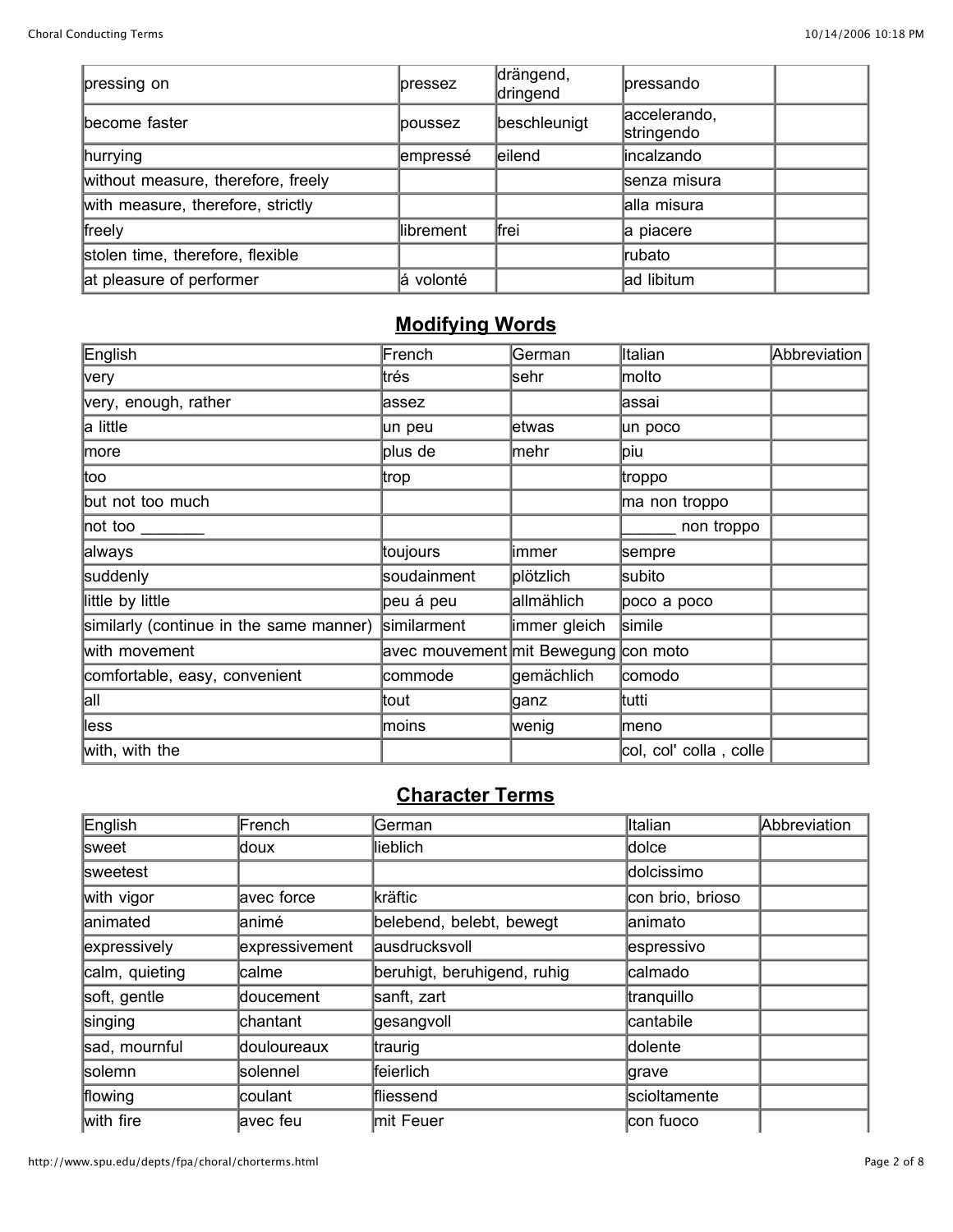| | | | | |
|---|---|---|---|---|
| pressing on | pressez | drängend, dringend | pressando | |
| become faster | poussez | beschleunigt | accelerando, stringendo | |
| hurrying | empressé | eilend | incalzando | |
| without measure, therefore, freely | | | senza misura | |
| with measure, therefore, strictly | | | alla misura | |
| freely | librement | frei | a piacere | |
| stolen time, therefore, flexible | | | rubato | |
| at pleasure of performer | á volonté | | ad libitum | |

## Modifying Words

| English | French | German | Italian | Abbreviation |
|---|---|---|---|---|
| very | trés | sehr | molto | |
| very, enough, rather | assez | | assai | |
| a little | un peu | etwas | un poco | |
| more | plus de | mehr | piu | |
| too | trop | | troppo | |
| but not too much | | | ma non troppo | |
| not too _______ | | | ______ non troppo | |
| always | toujours | immer | sempre | |
| suddenly | soudainment | plötzlich | subito | |
| little by little | peu á peu | allmählich | poco a poco | |
| similarly (continue in the same manner) | similarment | immer gleich | simile | |
| with movement | avec mouvement | mit Bewegung | con moto | |
| comfortable, easy, convenient | commode | gemächlich | comodo | |
| all | tout | ganz | tutti | |
| less | moins | wenig | meno | |
| with, with the | | | col, col' colla , colle | |

## Character Terms

| English | French | German | Italian | Abbreviation |
|---|---|---|---|---|
| sweet | doux | lieblich | dolce | |
| sweetest | | | dolcissimo | |
| with vigor | avec force | kräftic | con brio, brioso | |
| animated | animé | belebend, belebt, bewegt | animato | |
| expressively | expressivement | ausdrucksvoll | espressivo | |
| calm, quieting | calme | beruhigt, beruhigend, ruhig | calmado | |
| soft, gentle | doucement | sanft, zart | tranquillo | |
| singing | chantant | gesangvoll | cantabile | |
| sad, mournful | douloureaux | traurig | dolente | |
| solemn | solennel | feierlich | grave | |
| flowing | coulant | fliessend | scioltamente | |
| with fire | avec feu | mit Feuer | con fuoco | |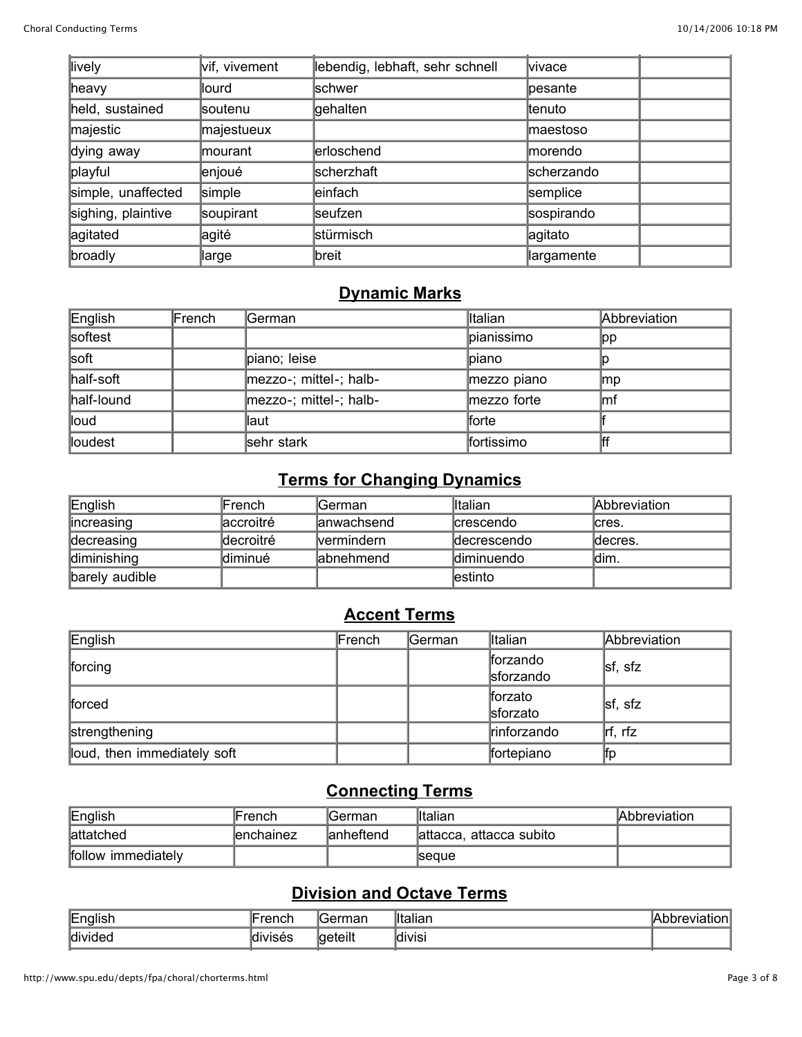| | | | | |
|---|---|---|---|---|
| lively | vif, vivement | lebendig, lebhaft, sehr schnell | vivace | |
| heavy | lourd | schwer | pesante | |
| held, sustained | soutenu | gehalten | tenuto | |
| majestic | majestueux | | maestoso | |
| dying away | mourant | erloschend | morendo | |
| playful | enjoué | scherzhaft | scherzando | |
| simple, unaffected | simple | einfach | semplice | |
| sighing, plaintive | soupirant | seufzen | sospirando | |
| agitated | agité | stürmisch | agitato | |
| broadly | large | breit | largamente | |

## Dynamic Marks

| English | French | German | Italian | Abbreviation |
|---|---|---|---|---|
| softest | | | pianissimo | pp |
| soft | | piano; leise | piano | p |
| half-soft | | mezzo-; mittel-; halb- | mezzo piano | mp |
| half-lound | | mezzo-; mittel-; halb- | mezzo forte | mf |
| loud | | laut | forte | f |
| loudest | | sehr stark | fortissimo | ff |

## Terms for Changing Dynamics

| English | French | German | Italian | Abbreviation |
|---|---|---|---|---|
| increasing | accroitré | anwachsend | crescendo | cres. |
| decreasing | decroitré | vermindern | decrescendo | decres. |
| diminishing | diminué | abnehmend | diminuendo | dim. |
| barely audible | | | estinto | |

## Accent Terms

| English | French | German | Italian | Abbreviation |
|---|---|---|---|---|
| forcing | | | forzando sforzando | sf, sfz |
| forced | | | forzato sforzato | sf, sfz |
| strengthening | | | rinforzando | rf, rfz |
| loud, then immediately soft | | | fortepiano | fp |

## Connecting Terms

| English | French | German | Italian | Abbreviation |
|---|---|---|---|---|
| attatched | enchainez | anheftend | attacca, attacca subito | |
| follow immediately | | | seque | |

## Division and Octave Terms

| English | French | German | Italian | Abbreviation |
|---|---|---|---|---|
| divided | divisés | geteilt | divisi | |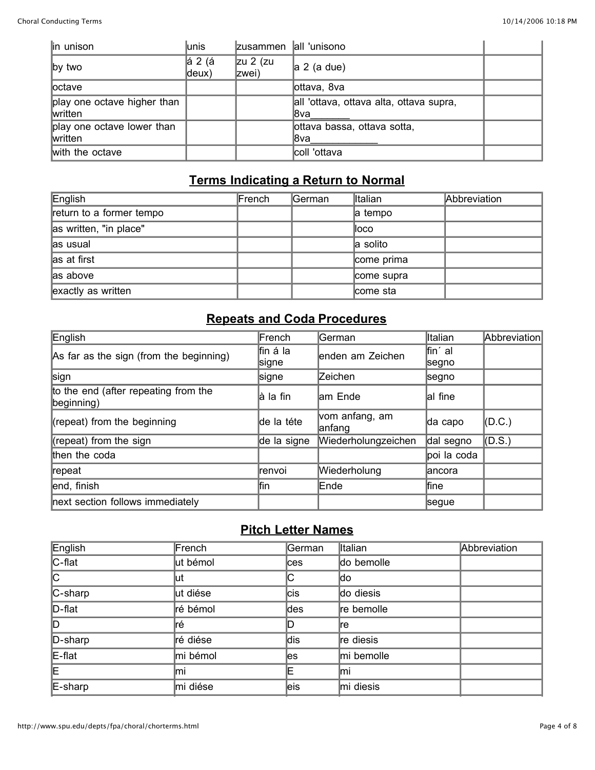| | | | | |
|---|---|---|---|---|
| in unison | unis | zusammen | all 'unisono | |
| by two | á 2 (á deux) | zu 2 (zu zwei) | a 2 (a due) | |
| octave | | | ottava, 8va | |
| play one octave higher than written | | | all 'ottava, ottava alta, ottava supra, 8va_______ | |
| play one octave lower than written | | | ottava bassa, ottava sotta, 8va____________ | |
| with the octave | | | coll 'ottava | |

## Terms Indicating a Return to Normal

| English | French | German | Italian | Abbreviation |
|---|---|---|---|---|
| return to a former tempo | | | a tempo | |
| as written, "in place" | | | loco | |
| as usual | | | a solito | |
| as at first | | | come prima | |
| as above | | | come supra | |
| exactly as written | | | come sta | |

## Repeats and Coda Procedures

| English | French | German | Italian | Abbreviation |
|---|---|---|---|---|
| As far as the sign (from the beginning) | fin á la signe | enden am Zeichen | fin´ al segno | |
| sign | signe | Zeichen | segno | |
| to the end (after repeating from the beginning) | à la fin | am Ende | al fine | |
| (repeat) from the beginning | de la téte | vom anfang, am anfang | da capo | (D.C.) |
| (repeat) from the sign | de la signe | Wiederholungzeichen | dal segno | (D.S.) |
| then the coda | | | poi la coda | |
| repeat | renvoi | Wiederholung | ancora | |
| end, finish | fin | Ende | fine | |
| next section follows immediately | | | segue | |

## Pitch Letter Names

| English | French | German | Italian | Abbreviation |
|---|---|---|---|---|
| C-flat | ut bémol | ces | do bemolle | |
| C | ut | C | do | |
| C-sharp | ut diése | cis | do diesis | |
| D-flat | ré bémol | des | re bemolle | |
| D | ré | D | re | |
| D-sharp | ré diése | dis | re diesis | |
| E-flat | mi bémol | es | mi bemolle | |
| E | mi | E | mi | |
| E-sharp | mi diése | eis | mi diesis | |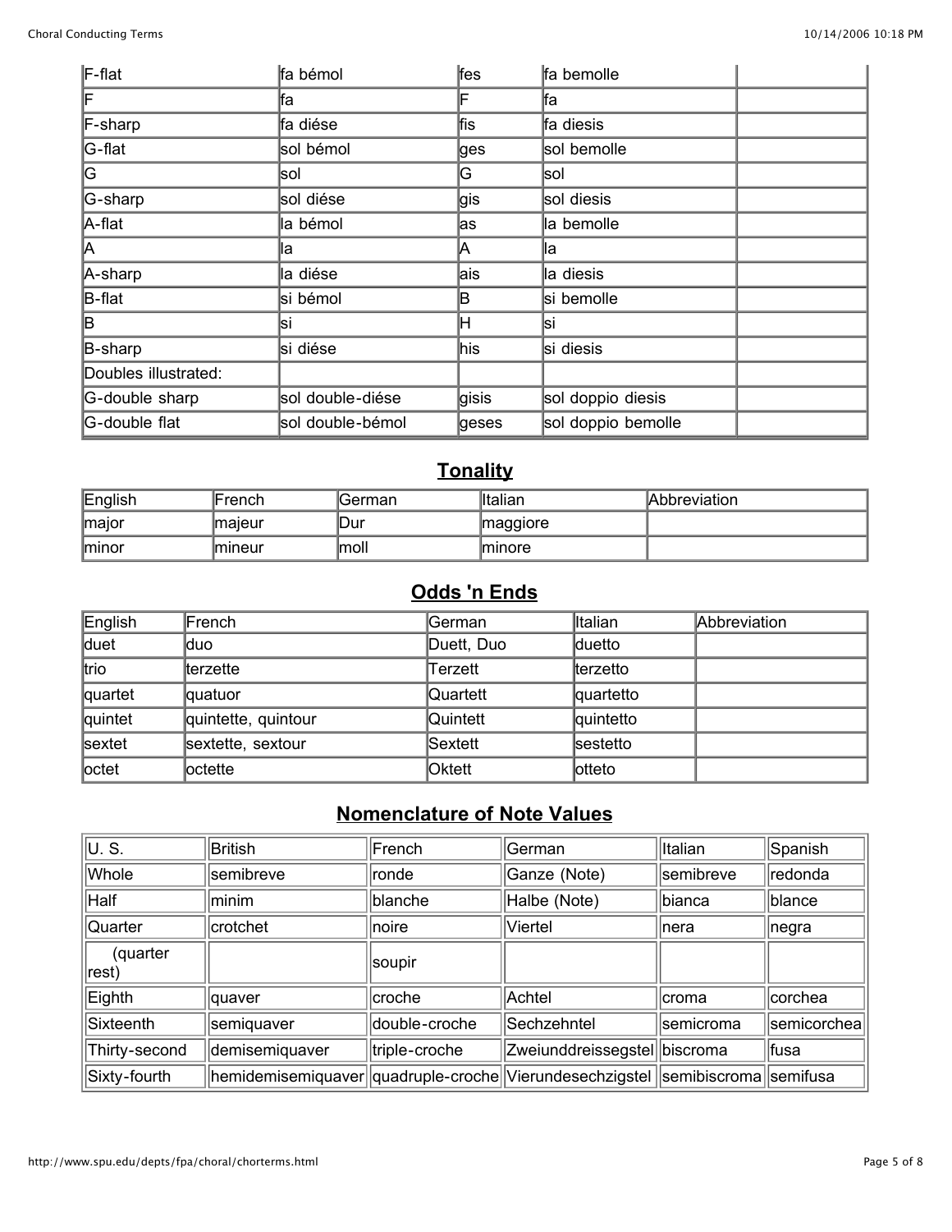| F-flat | fa bémol | fes | fa bemolle | |
|---|---|---|---|---|
| F | fa | F | fa | |
| F-sharp | fa diése | fis | fa diesis | |
| G-flat | sol bémol | ges | sol bemolle | |
| G | sol | G | sol | |
| G-sharp | sol diése | gis | sol diesis | |
| A-flat | la bémol | as | la bemolle | |
| A | la | A | la | |
| A-sharp | la diése | ais | la diesis | |
| B-flat | si bémol | B | si bemolle | |
| B | si | H | si | |
| B-sharp | si diése | his | si diesis | |
| Doubles illustrated: | | | | |
| G-double sharp | sol double-diése | gisis | sol doppio diesis | |
| G-double flat | sol double-bémol | geses | sol doppio bemolle | |

## Tonality

| English | French | German | Italian | Abbreviation |
|---|---|---|---|---|
| major | majeur | Dur | maggiore | |
| minor | mineur | moll | minore | |

## Odds 'n Ends

| English | French | German | Italian | Abbreviation |
|---|---|---|---|---|
| duet | duo | Duett, Duo | duetto | |
| trio | terzette | Terzett | terzetto | |
| quartet | quatuor | Quartett | quartetto | |
| quintet | quintette, quintour | Quintett | quintetto | |
| sextet | sextette, sextour | Sextett | sestetto | |
| octet | octette | Oktett | otteto | |

## Nomenclature of Note Values

| U. S. | British | French | German | Italian | Spanish |
|---|---|---|---|---|---|
| Whole | semibreve | ronde | Ganze (Note) | semibreve | redonda |
| Half | minim | blanche | Halbe (Note) | bianca | blance |
| Quarter | crotchet | noire | Viertel | nera | negra |
| (quarter rest) | | soupir | | | |
| Eighth | quaver | croche | Achtel | croma | corchea |
| Sixteenth | semiquaver | double-croche | Sechzehntel | semicroma | semicorchea |
| Thirty-second | demisemiquaver | triple-croche | Zweiunddreissegstel | biscroma | fusa |
| Sixty-fourth | hemidemisemiquaver | quadruple-croche | Vierundesechzigstel | semibiscroma | semifusa |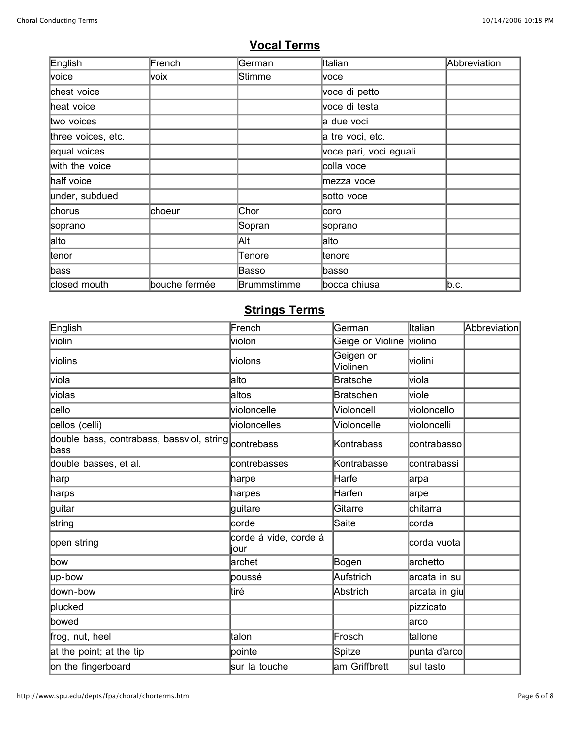## Vocal Terms

| English | French | German | Italian | Abbreviation |
|---|---|---|---|---|
| voice | voix | Stimme | voce | |
| chest voice | | | voce di petto | |
| heat voice | | | voce di testa | |
| two voices | | | a due voci | |
| three voices, etc. | | | a tre voci, etc. | |
| equal voices | | | voce pari, voci eguali | |
| with the voice | | | colla voce | |
| half voice | | | mezza voce | |
| under, subdued | | | sotto voce | |
| chorus | choeur | Chor | coro | |
| soprano | | Sopran | soprano | |
| alto | | Alt | alto | |
| tenor | | Tenore | tenore | |
| bass | | Basso | basso | |
| closed mouth | bouche fermée | Brummstimme | bocca chiusa | b.c. |

## Strings Terms

| English | French | German | Italian | Abbreviation |
|---|---|---|---|---|
| violin | violon | Geige or Violine | violino | |
| violins | violons | Geigen or Violinen | violini | |
| viola | alto | Bratsche | viola | |
| violas | altos | Bratschen | viole | |
| cello | violoncelle | Violoncell | violoncello | |
| cellos (celli) | violoncelles | Violoncelle | violoncelli | |
| double bass, contrabass, bassviol, string bass | contrebass | Kontrabass | contrabasso | |
| double basses, et al. | contrebasses | Kontrabasse | contrabassi | |
| harp | harpe | Harfe | arpa | |
| harps | harpes | Harfen | arpe | |
| guitar | guitare | Gitarre | chitarra | |
| string | corde | Saite | corda | |
| open string | corde á vide, corde á jour | | corda vuota | |
| bow | archet | Bogen | archetto | |
| up-bow | poussé | Aufstrich | arcata in su | |
| down-bow | tiré | Abstrich | arcata in giu | |
| plucked | | | pizzicato | |
| bowed | | | arco | |
| frog, nut, heel | talon | Frosch | tallone | |
| at the point; at the tip | pointe | Spitze | punta d'arco | |
| on the fingerboard | sur la touche | am Griffbrett | sul tasto | |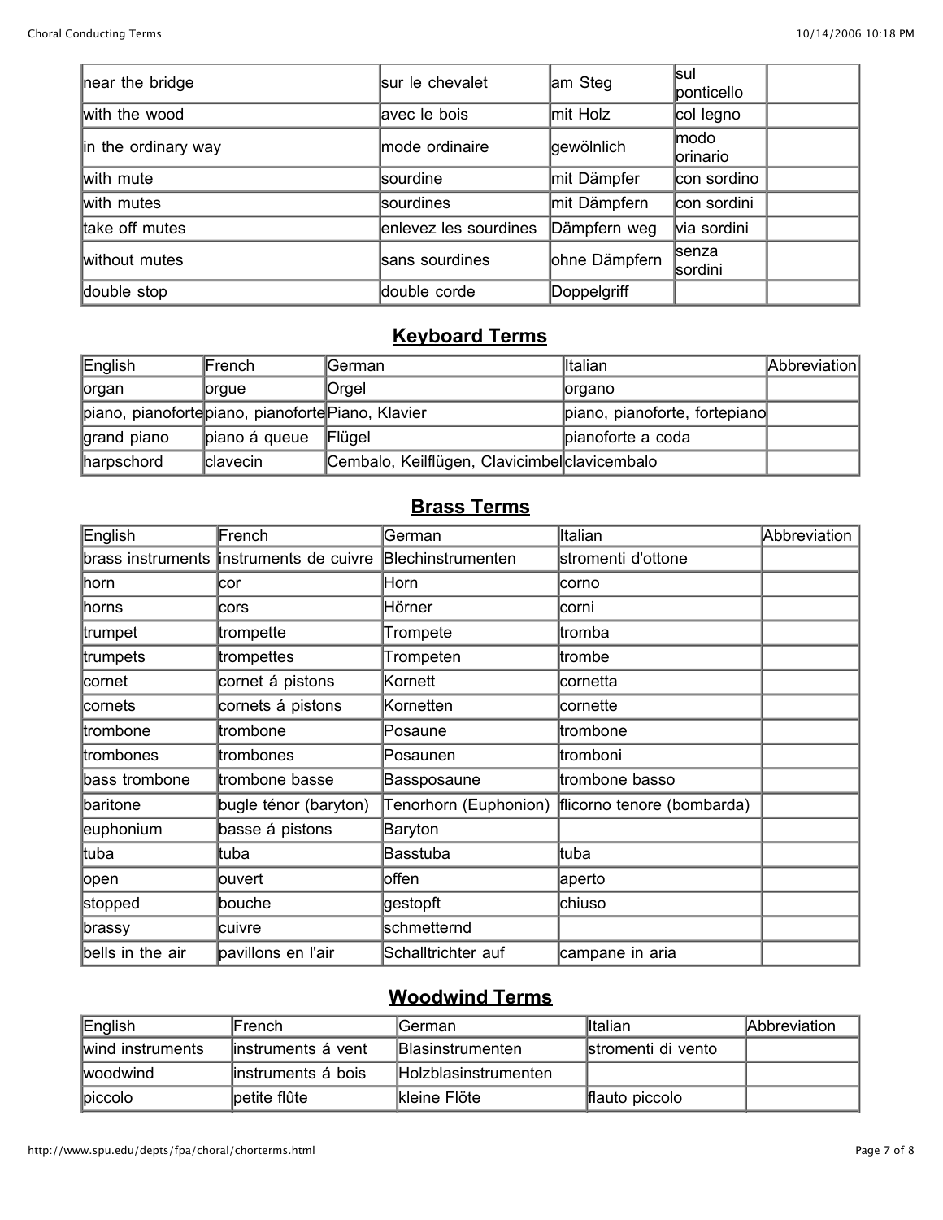| near the bridge | sur le chevalet | am Steg | sul ponticello | |
|---|---|---|---|---|
| with the wood | avec le bois | mit Holz | col legno | |
| in the ordinary way | mode ordinaire | gewölnlich | modo orinario | |
| with mute | sourdine | mit Dämpfer | con sordino | |
| with mutes | sourdines | mit Dämpfern | con sordini | |
| take off mutes | enlevez les sourdines | Dämpfern weg | via sordini | |
| without mutes | sans sourdines | ohne Dämpfern | senza sordini | |
| double stop | double corde | Doppelgriff | | |

## Keyboard Terms

| English | French | German | Italian | Abbreviation |
|---|---|---|---|---|
| organ | orgue | Orgel | organo | |
| piano, pianoforte | piano, pianoforte | Piano, Klavier | piano, pianoforte, fortepiano | |
| grand piano | piano á queue | Flügel | pianoforte a coda | |
| harpschord | clavecin | Cembalo, Keilflügen, Clavicimbel | clavicembalo | |

## Brass Terms

| English | French | German | Italian | Abbreviation |
|---|---|---|---|---|
| brass instruments | instruments de cuivre | Blechinstrumenten | stromenti d'ottone | |
| horn | cor | Horn | corno | |
| horns | cors | Hörner | corni | |
| trumpet | trompette | Trompete | tromba | |
| trumpets | trompettes | Trompeten | trombe | |
| cornet | cornet á pistons | Kornett | cornetta | |
| cornets | cornets á pistons | Kornetten | cornette | |
| trombone | trombone | Posaune | trombone | |
| trombones | trombones | Posaunen | tromboni | |
| bass trombone | trombone basse | Bassposaune | trombone basso | |
| baritone | bugle ténor (baryton) | Tenorhorn (Euphonion) | flicorno tenore (bombarda) | |
| euphonium | basse á pistons | Baryton | | |
| tuba | tuba | Basstuba | tuba | |
| open | ouvert | offen | aperto | |
| stopped | bouche | gestopft | chiuso | |
| brassy | cuivre | schmetternd | | |
| bells in the air | pavillons en l'air | Schalltrichter auf | campane in aria | |

## Woodwind Terms

| English | French | German | Italian | Abbreviation |
|---|---|---|---|---|
| wind instruments | instruments á vent | Blasinstrumenten | stromenti di vento | |
| woodwind | instruments á bois | Holzblasinstrumenten | | |
| piccolo | petite flûte | kleine Flöte | flauto piccolo | |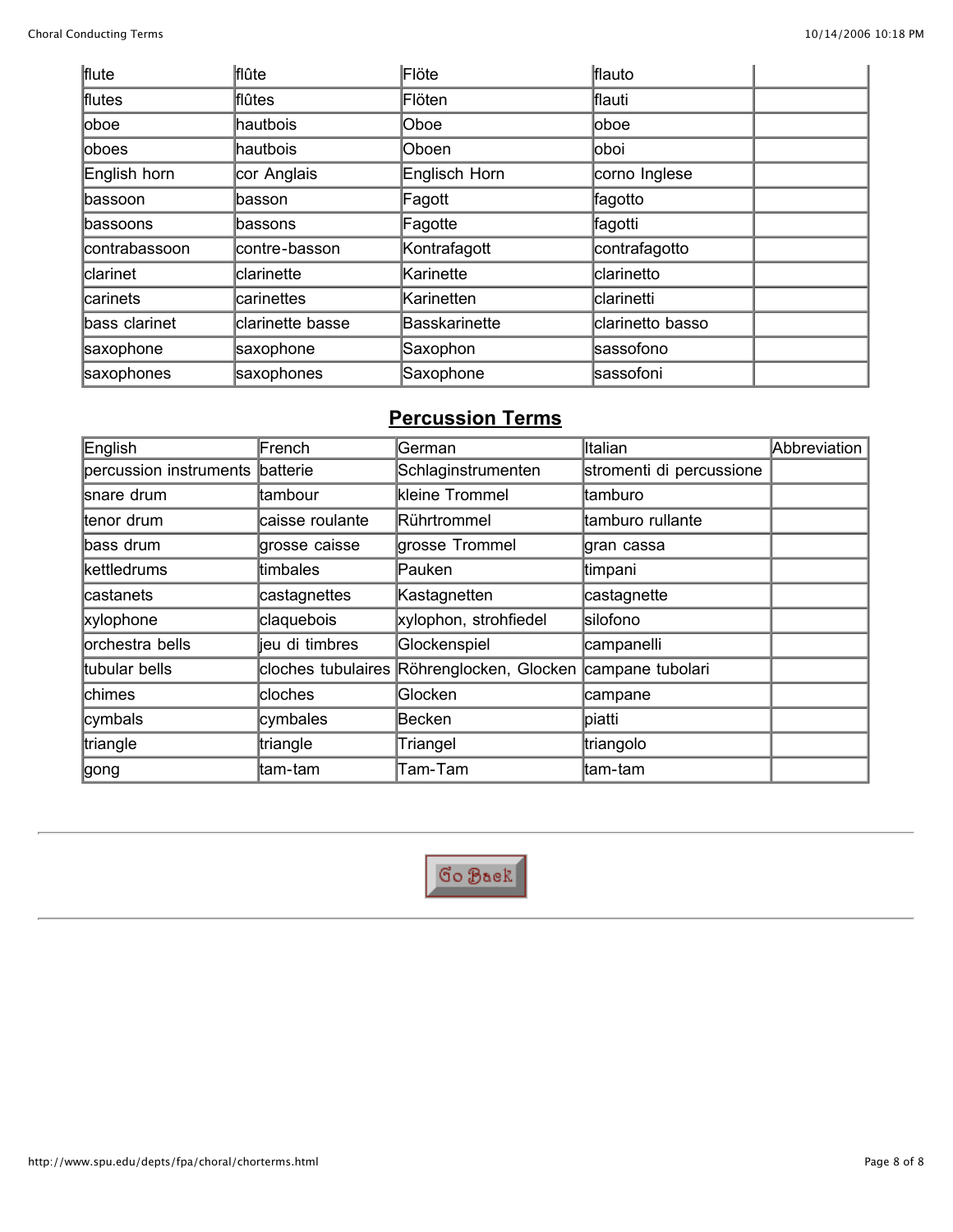| | | | | |
|---|---|---|---|---|
| flute | flûte | Flöte | flauto | |
| flutes | flûtes | Flöten | flauti | |
| oboe | hautbois | Oboe | oboe | |
| oboes | hautbois | Oboen | oboi | |
| English horn | cor Anglais | Englisch Horn | corno Inglese | |
| bassoon | basson | Fagott | fagotto | |
| bassoons | bassons | Fagotte | fagotti | |
| contrabassoon | contre-basson | Kontrafagott | contrafagotto | |
| clarinet | clarinette | Karinette | clarinetto | |
| carinets | carinettes | Karinetten | clarinetti | |
| bass clarinet | clarinette basse | Basskarinette | clarinetto basso | |
| saxophone | saxophone | Saxophon | sassofono | |
| saxophones | saxophones | Saxophone | sassofoni | |

## Percussion Terms

| English | French | German | Italian | Abbreviation |
|---|---|---|---|---|
| percussion instruments | batterie | Schlaginstrumenten | stromenti di percussione | |
| snare drum | tambour | kleine Trommel | tamburo | |
| tenor drum | caisse roulante | Rührtrommel | tamburo rullante | |
| bass drum | grosse caisse | grosse Trommel | gran cassa | |
| kettledrums | timbales | Pauken | timpani | |
| castanets | castagnettes | Kastagnetten | castagnette | |
| xylophone | claquebois | xylophon, strohfiedel | silofono | |
| orchestra bells | jeu di timbres | Glockenspiel | campanelli | |
| tubular bells | cloches tubulaires | Röhrenglocken, Glocken | campane tubolari | |
| chimes | cloches | Glocken | campane | |
| cymbals | cymbales | Becken | piatti | |
| triangle | triangle | Triangel | triangolo | |
| gong | tam-tam | Tam-Tam | tam-tam | |

Go Back